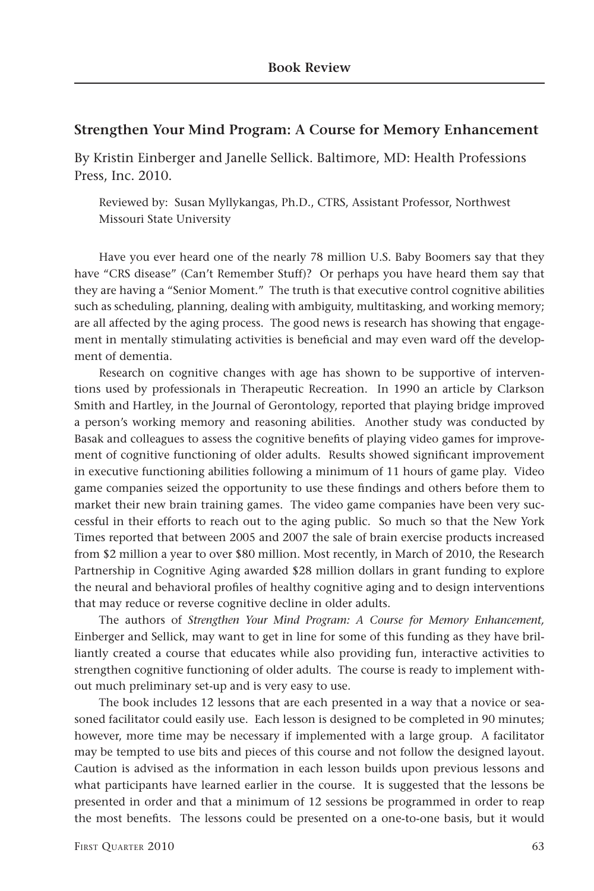## Book Review

### Strengthen Your Mind Program: A Course for Memory Enhancement

By Kristin Einberger and Janelle Sellick. Baltimore, MD: Health Professions Press, Inc. 2010.

Reviewed by: Susan Myllykangas, Ph.D., CTRS, Assistant Professor, Northwest Missouri State University

Have you ever heard one of the nearly 78 million U.S. Baby Boomers say that they have "CRS disease" (Can't Remember Stuff)? Or perhaps you have heard them say that they are having a "Senior Moment." The truth is that executive control cognitive abilities such as scheduling, planning, dealing with ambiguity, multitasking, and working memory; are all affected by the aging process. The good news is research has showing that engagement in mentally stimulating activities is beneficial and may even ward off the development of dementia.

Research on cognitive changes with age has shown to be supportive of interventions used by professionals in Therapeutic Recreation. In 1990 an article by Clarkson Smith and Hartley, in the Journal of Gerontology, reported that playing bridge improved a person's working memory and reasoning abilities. Another study was conducted by Basak and colleagues to assess the cognitive benefits of playing video games for improvement of cognitive functioning of older adults. Results showed significant improvement in executive functioning abilities following a minimum of 11 hours of game play. Video game companies seized the opportunity to use these findings and others before them to market their new brain training games. The video game companies have been very successful in their efforts to reach out to the aging public. So much so that the New York Times reported that between 2005 and 2007 the sale of brain exercise products increased from $2 million a year to over $80 million. Most recently, in March of 2010, the Research Partnership in Cognitive Aging awarded $28 million dollars in grant funding to explore the neural and behavioral profiles of healthy cognitive aging and to design interventions that may reduce or reverse cognitive decline in older adults.

The authors of *Strengthen Your Mind Program: A Course for Memory Enhancement,* Einberger and Sellick, may want to get in line for some of this funding as they have brilliantly created a course that educates while also providing fun, interactive activities to strengthen cognitive functioning of older adults. The course is ready to implement without much preliminary set-up and is very easy to use.

The book includes 12 lessons that are each presented in a way that a novice or seasoned facilitator could easily use. Each lesson is designed to be completed in 90 minutes; however, more time may be necessary if implemented with a large group. A facilitator may be tempted to use bits and pieces of this course and not follow the designed layout. Caution is advised as the information in each lesson builds upon previous lessons and what participants have learned earlier in the course. It is suggested that the lessons be presented in order and that a minimum of 12 sessions be programmed in order to reap the most benefits. The lessons could be presented on a one-to-one basis, but it would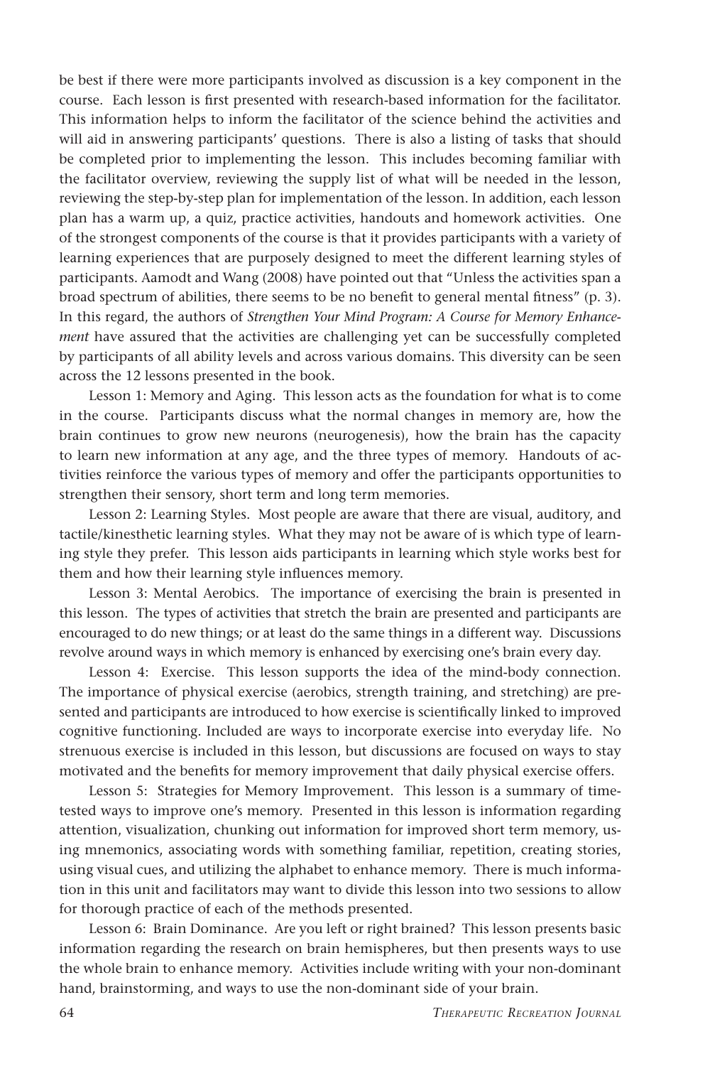be best if there were more participants involved as discussion is a key component in the course. Each lesson is first presented with research-based information for the facilitator. This information helps to inform the facilitator of the science behind the activities and will aid in answering participants' questions. There is also a listing of tasks that should be completed prior to implementing the lesson. This includes becoming familiar with the facilitator overview, reviewing the supply list of what will be needed in the lesson, reviewing the step-by-step plan for implementation of the lesson. In addition, each lesson plan has a warm up, a quiz, practice activities, handouts and homework activities. One of the strongest components of the course is that it provides participants with a variety of learning experiences that are purposely designed to meet the different learning styles of participants. Aamodt and Wang (2008) have pointed out that "Unless the activities span a broad spectrum of abilities, there seems to be no benefit to general mental fitness" (p. 3). In this regard, the authors of *Strengthen Your Mind Program: A Course for Memory Enhancement* have assured that the activities are challenging yet can be successfully completed by participants of all ability levels and across various domains. This diversity can be seen across the 12 lessons presented in the book.

Lesson 1: Memory and Aging. This lesson acts as the foundation for what is to come in the course. Participants discuss what the normal changes in memory are, how the brain continues to grow new neurons (neurogenesis), how the brain has the capacity to learn new information at any age, and the three types of memory. Handouts of activities reinforce the various types of memory and offer the participants opportunities to strengthen their sensory, short term and long term memories.

Lesson 2: Learning Styles. Most people are aware that there are visual, auditory, and tactile/kinesthetic learning styles. What they may not be aware of is which type of learning style they prefer. This lesson aids participants in learning which style works best for them and how their learning style influences memory.

Lesson 3: Mental Aerobics. The importance of exercising the brain is presented in this lesson. The types of activities that stretch the brain are presented and participants are encouraged to do new things; or at least do the same things in a different way. Discussions revolve around ways in which memory is enhanced by exercising one's brain every day.

Lesson 4: Exercise. This lesson supports the idea of the mind-body connection. The importance of physical exercise (aerobics, strength training, and stretching) are presented and participants are introduced to how exercise is scientifically linked to improved cognitive functioning. Included are ways to incorporate exercise into everyday life. No strenuous exercise is included in this lesson, but discussions are focused on ways to stay motivated and the benefits for memory improvement that daily physical exercise offers.

Lesson 5: Strategies for Memory Improvement. This lesson is a summary of time-tested ways to improve one's memory. Presented in this lesson is information regarding attention, visualization, chunking out information for improved short term memory, using mnemonics, associating words with something familiar, repetition, creating stories, using visual cues, and utilizing the alphabet to enhance memory. There is much information in this unit and facilitators may want to divide this lesson into two sessions to allow for thorough practice of each of the methods presented.

Lesson 6: Brain Dominance. Are you left or right brained? This lesson presents basic information regarding the research on brain hemispheres, but then presents ways to use the whole brain to enhance memory. Activities include writing with your non-dominant hand, brainstorming, and ways to use the non-dominant side of your brain.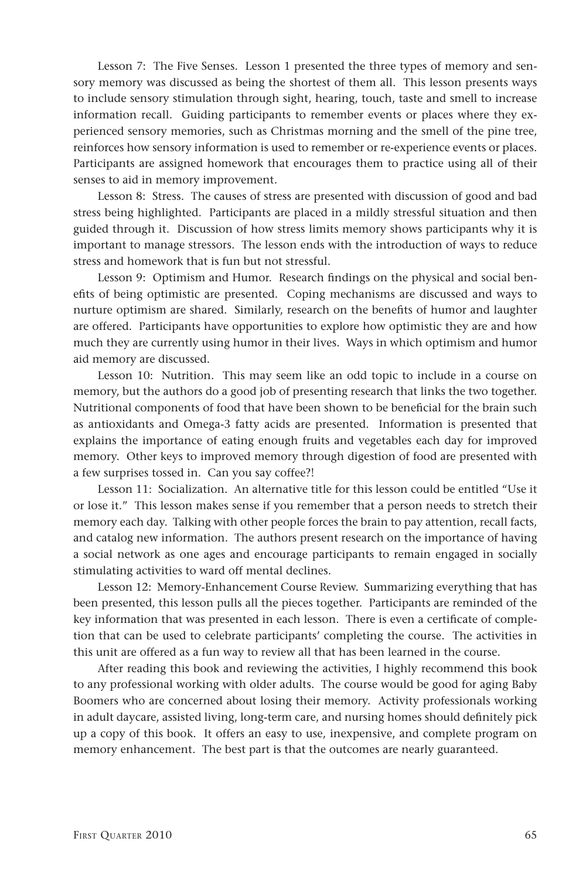Lesson 7: The Five Senses. Lesson 1 presented the three types of memory and sensory memory was discussed as being the shortest of them all. This lesson presents ways to include sensory stimulation through sight, hearing, touch, taste and smell to increase information recall. Guiding participants to remember events or places where they experienced sensory memories, such as Christmas morning and the smell of the pine tree, reinforces how sensory information is used to remember or re-experience events or places. Participants are assigned homework that encourages them to practice using all of their senses to aid in memory improvement.

Lesson 8: Stress. The causes of stress are presented with discussion of good and bad stress being highlighted. Participants are placed in a mildly stressful situation and then guided through it. Discussion of how stress limits memory shows participants why it is important to manage stressors. The lesson ends with the introduction of ways to reduce stress and homework that is fun but not stressful.

Lesson 9: Optimism and Humor. Research findings on the physical and social benefits of being optimistic are presented. Coping mechanisms are discussed and ways to nurture optimism are shared. Similarly, research on the benefits of humor and laughter are offered. Participants have opportunities to explore how optimistic they are and how much they are currently using humor in their lives. Ways in which optimism and humor aid memory are discussed.

Lesson 10: Nutrition. This may seem like an odd topic to include in a course on memory, but the authors do a good job of presenting research that links the two together. Nutritional components of food that have been shown to be beneficial for the brain such as antioxidants and Omega-3 fatty acids are presented. Information is presented that explains the importance of eating enough fruits and vegetables each day for improved memory. Other keys to improved memory through digestion of food are presented with a few surprises tossed in. Can you say coffee?!

Lesson 11: Socialization. An alternative title for this lesson could be entitled "Use it or lose it." This lesson makes sense if you remember that a person needs to stretch their memory each day. Talking with other people forces the brain to pay attention, recall facts, and catalog new information. The authors present research on the importance of having a social network as one ages and encourage participants to remain engaged in socially stimulating activities to ward off mental declines.

Lesson 12: Memory-Enhancement Course Review. Summarizing everything that has been presented, this lesson pulls all the pieces together. Participants are reminded of the key information that was presented in each lesson. There is even a certificate of completion that can be used to celebrate participants' completing the course. The activities in this unit are offered as a fun way to review all that has been learned in the course.

After reading this book and reviewing the activities, I highly recommend this book to any professional working with older adults. The course would be good for aging Baby Boomers who are concerned about losing their memory. Activity professionals working in adult daycare, assisted living, long-term care, and nursing homes should definitely pick up a copy of this book. It offers an easy to use, inexpensive, and complete program on memory enhancement. The best part is that the outcomes are nearly guaranteed.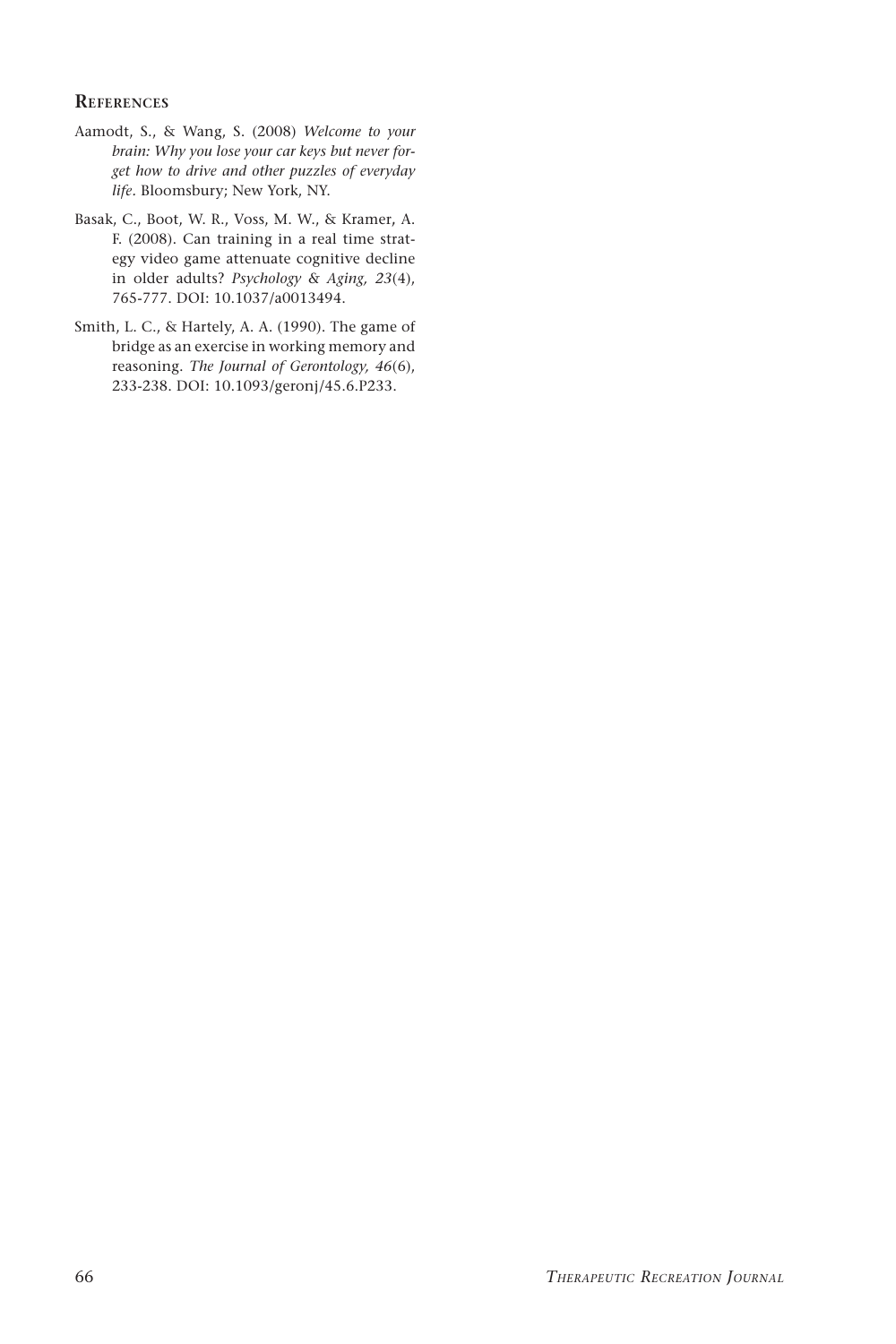## References

Aamodt, S., & Wang, S. (2008) *Welcome to your brain: Why you lose your car keys but never forget how to drive and other puzzles of everyday life*. Bloomsbury; New York, NY.

Basak, C., Boot, W. R., Voss, M. W., & Kramer, A. F. (2008). Can training in a real time strategy video game attenuate cognitive decline in older adults? *Psychology & Aging, 23*(4), 765-777. DOI: 10.1037/a0013494.

Smith, L. C., & Hartely, A. A. (1990). The game of bridge as an exercise in working memory and reasoning. *The Journal of Gerontology, 46*(6), 233-238. DOI: 10.1093/geronj/45.6.P233.